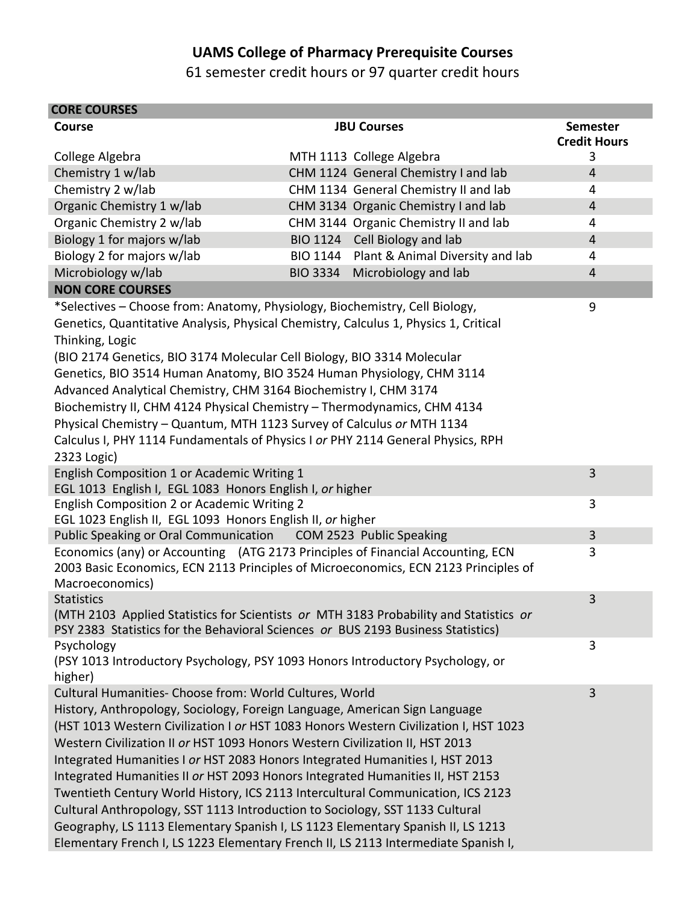# UAMS College of Pharmacy Prerequisite Courses

61 semester credit hours or 97 quarter credit hours

| Course | JBU Courses | Semester Credit Hours |
|---|---|---|
| **CORE COURSES** | | |
| College Algebra | MTH 1113 College Algebra | 3 |
| Chemistry 1 w/lab | CHM 1124 General Chemistry I and lab | 4 |
| Chemistry 2 w/lab | CHM 1134 General Chemistry II and lab | 4 |
| Organic Chemistry 1 w/lab | CHM 3134 Organic Chemistry I and lab | 4 |
| Organic Chemistry 2 w/lab | CHM 3144 Organic Chemistry II and lab | 4 |
| Biology 1 for majors w/lab | BIO 1124 Cell Biology and lab | 4 |
| Biology 2 for majors w/lab | BIO 1144 Plant & Animal Diversity and lab | 4 |
| Microbiology w/lab | BIO 3334 Microbiology and lab | 4 |
| **NON CORE COURSES** | | |
| *Selectives – Choose from: Anatomy, Physiology, Biochemistry, Cell Biology, Genetics, Quantitative Analysis, Physical Chemistry, Calculus 1, Physics 1, Critical Thinking, Logic (BIO 2174 Genetics, BIO 3174 Molecular Cell Biology, BIO 3314 Molecular Genetics, BIO 3514 Human Anatomy, BIO 3524 Human Physiology, CHM 3114 Advanced Analytical Chemistry, CHM 3164 Biochemistry I, CHM 3174 Biochemistry II, CHM 4124 Physical Chemistry – Thermodynamics, CHM 4134 Physical Chemistry – Quantum, MTH 1123 Survey of Calculus *or* MTH 1134 Calculus I, PHY 1114 Fundamentals of Physics I *or* PHY 2114 General Physics, RPH 2323 Logic) | | 9 |
| English Composition 1 or Academic Writing 1<br>EGL 1013 English I, EGL 1083 Honors English I, *or* higher | | 3 |
| English Composition 2 or Academic Writing 2<br>EGL 1023 English II, EGL 1093 Honors English II, *or* higher | | 3 |
| Public Speaking or Oral Communication | COM 2523 Public Speaking | 3 |
| Economics (any) or Accounting (ATG 2173 Principles of Financial Accounting, ECN 2003 Basic Economics, ECN 2113 Principles of Microeconomics, ECN 2123 Principles of Macroeconomics) | | 3 |
| Statistics<br>(MTH 2103 Applied Statistics for Scientists *or* MTH 3183 Probability and Statistics *or* PSY 2383 Statistics for the Behavioral Sciences *or* BUS 2193 Business Statistics) | | 3 |
| Psychology<br>(PSY 1013 Introductory Psychology, PSY 1093 Honors Introductory Psychology, or higher) | | 3 |
| Cultural Humanities- Choose from: World Cultures, World History, Anthropology, Sociology, Foreign Language, American Sign Language (HST 1013 Western Civilization I *or* HST 1083 Honors Western Civilization I, HST 1023 Western Civilization II *or* HST 1093 Honors Western Civilization II, HST 2013 Integrated Humanities I *or* HST 2083 Honors Integrated Humanities I, HST 2013 Integrated Humanities II *or* HST 2093 Honors Integrated Humanities II, HST 2153 Twentieth Century World History, ICS 2113 Intercultural Communication, ICS 2123 Cultural Anthropology, SST 1113 Introduction to Sociology, SST 1133 Cultural Geography, LS 1113 Elementary Spanish I, LS 1123 Elementary Spanish II, LS 1213 Elementary French I, LS 1223 Elementary French II, LS 2113 Intermediate Spanish I, | | 3 |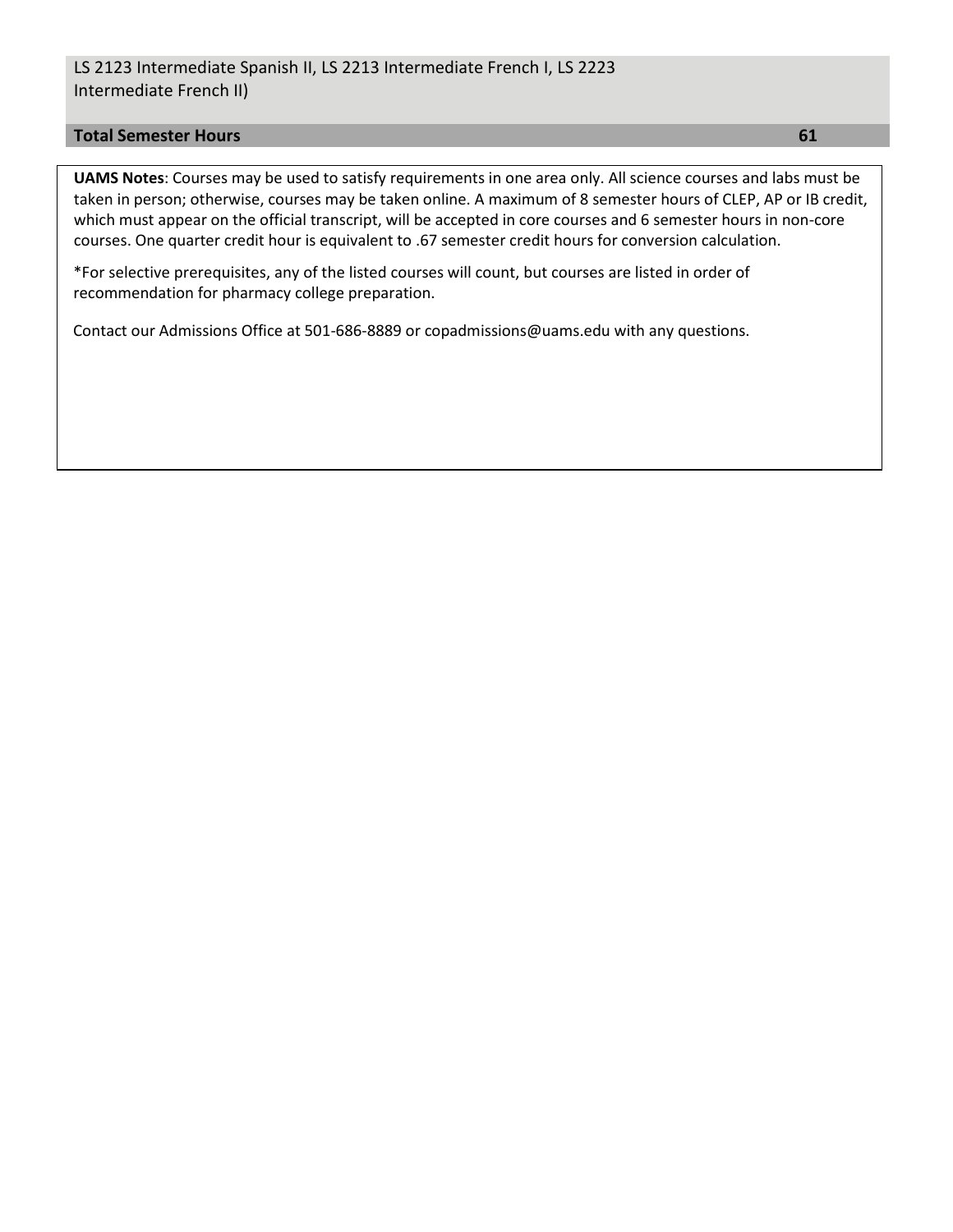| | |
|---|---|
| LS 2123 Intermediate Spanish II, LS 2213 Intermediate French I, LS 2223 Intermediate French II) | |
| **Total Semester Hours** | **61** |

**UAMS Notes**: Courses may be used to satisfy requirements in one area only. All science courses and labs must be taken in person; otherwise, courses may be taken online. A maximum of 8 semester hours of CLEP, AP or IB credit, which must appear on the official transcript, will be accepted in core courses and 6 semester hours in non-core courses. One quarter credit hour is equivalent to .67 semester credit hours for conversion calculation.

*For selective prerequisites, any of the listed courses will count, but courses are listed in order of recommendation for pharmacy college preparation.

Contact our Admissions Office at 501-686-8889 or copadmissions@uams.edu with any questions.